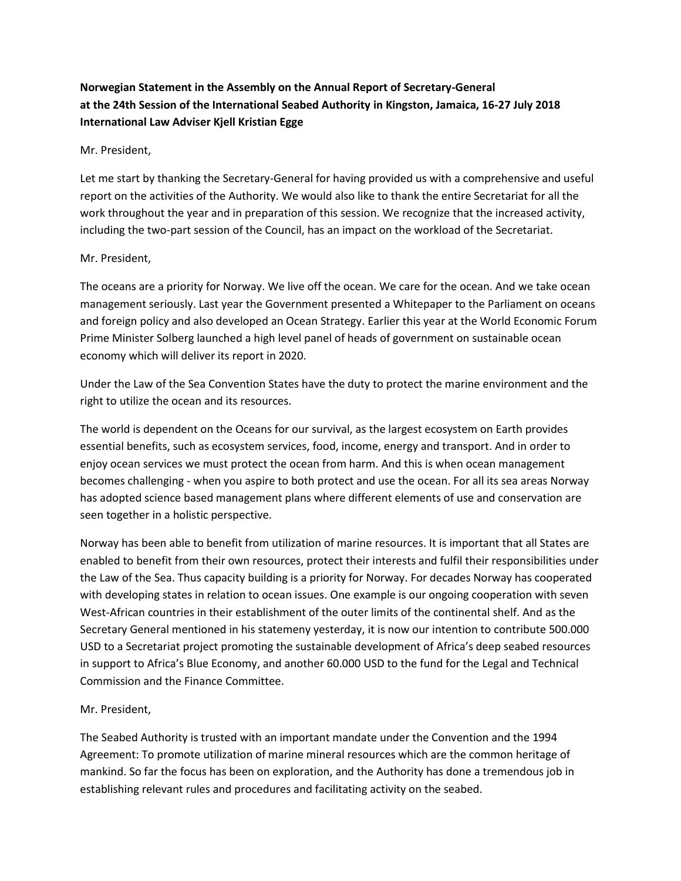**Norwegian Statement in the Assembly on the Annual Report of Secretary-General at the 24th Session of the International Seabed Authority in Kingston, Jamaica, 16-27 July 2018 International Law Adviser Kjell Kristian Egge**

Mr. President,

Let me start by thanking the Secretary-General for having provided us with a comprehensive and useful report on the activities of the Authority. We would also like to thank the entire Secretariat for all the work throughout the year and in preparation of this session. We recognize that the increased activity, including the two-part session of the Council, has an impact on the workload of the Secretariat.

Mr. President,

The oceans are a priority for Norway. We live off the ocean. We care for the ocean. And we take ocean management seriously. Last year the Government presented a Whitepaper to the Parliament on oceans and foreign policy and also developed an Ocean Strategy. Earlier this year at the World Economic Forum Prime Minister Solberg launched a high level panel of heads of government on sustainable ocean economy which will deliver its report in 2020.

Under the Law of the Sea Convention States have the duty to protect the marine environment and the right to utilize the ocean and its resources.

The world is dependent on the Oceans for our survival, as the largest ecosystem on Earth provides essential benefits, such as ecosystem services, food, income, energy and transport. And in order to enjoy ocean services we must protect the ocean from harm. And this is when ocean management becomes challenging - when you aspire to both protect and use the ocean. For all its sea areas Norway has adopted science based management plans where different elements of use and conservation are seen together in a holistic perspective.

Norway has been able to benefit from utilization of marine resources. It is important that all States are enabled to benefit from their own resources, protect their interests and fulfil their responsibilities under the Law of the Sea. Thus capacity building is a priority for Norway. For decades Norway has cooperated with developing states in relation to ocean issues. One example is our ongoing cooperation with seven West-African countries in their establishment of the outer limits of the continental shelf. And as the Secretary General mentioned in his statemeny yesterday, it is now our intention to contribute 500.000 USD to a Secretariat project promoting the sustainable development of Africa's deep seabed resources in support to Africa's Blue Economy, and another 60.000 USD to the fund for the Legal and Technical Commission and the Finance Committee.

Mr. President,

The Seabed Authority is trusted with an important mandate under the Convention and the 1994 Agreement: To promote utilization of marine mineral resources which are the common heritage of mankind. So far the focus has been on exploration, and the Authority has done a tremendous job in establishing relevant rules and procedures and facilitating activity on the seabed.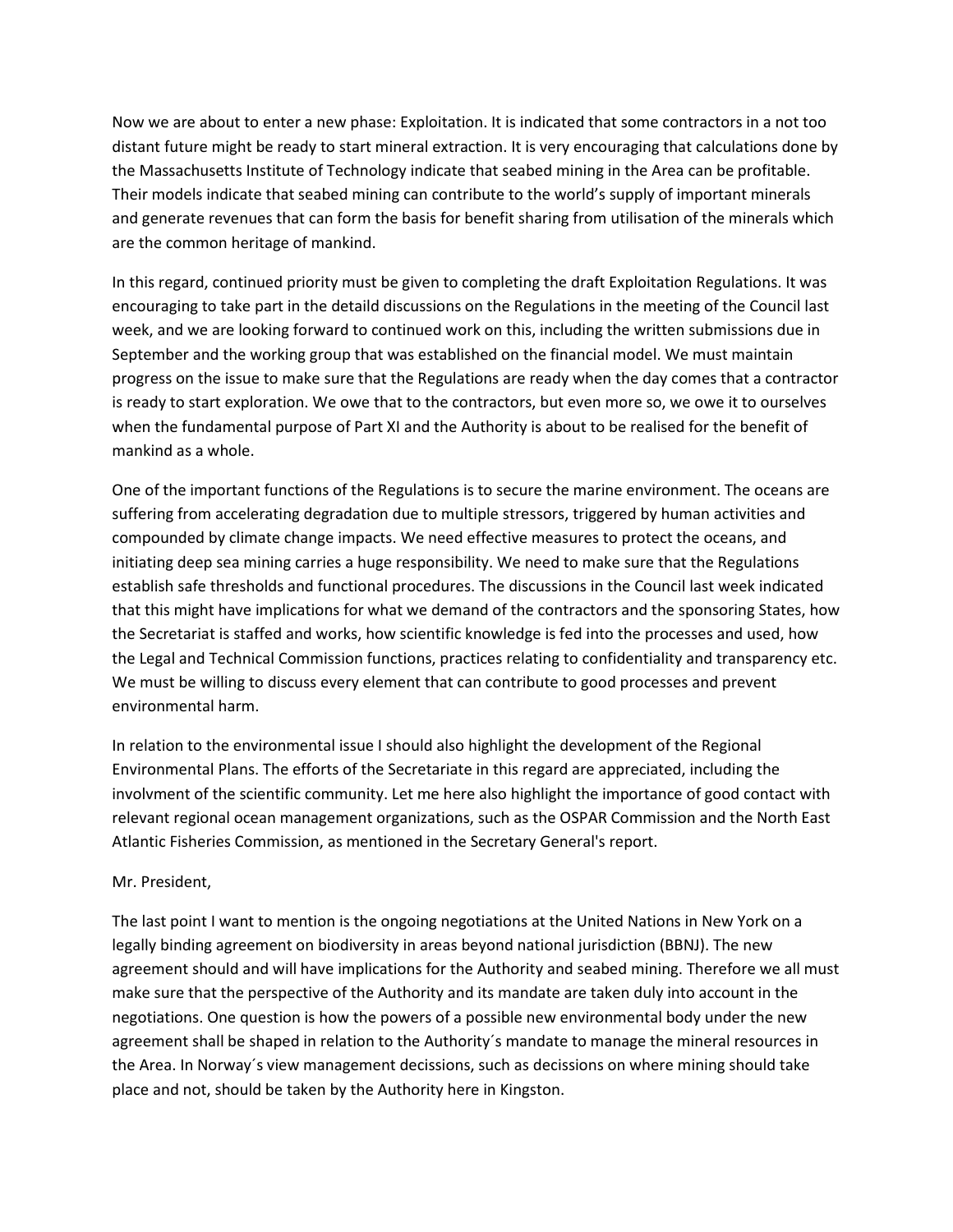Now we are about to enter a new phase: Exploitation. It is indicated that some contractors in a not too distant future might be ready to start mineral extraction. It is very encouraging that calculations done by the Massachusetts Institute of Technology indicate that seabed mining in the Area can be profitable. Their models indicate that seabed mining can contribute to the world's supply of important minerals and generate revenues that can form the basis for benefit sharing from utilisation of the minerals which are the common heritage of mankind.

In this regard, continued priority must be given to completing the draft Exploitation Regulations. It was encouraging to take part in the detaild discussions on the Regulations in the meeting of the Council last week, and we are looking forward to continued work on this, including the written submissions due in September and the working group that was established on the financial model. We must maintain progress on the issue to make sure that the Regulations are ready when the day comes that a contractor is ready to start exploration. We owe that to the contractors, but even more so, we owe it to ourselves when the fundamental purpose of Part XI and the Authority is about to be realised for the benefit of mankind as a whole.

One of the important functions of the Regulations is to secure the marine environment. The oceans are suffering from accelerating degradation due to multiple stressors, triggered by human activities and compounded by climate change impacts. We need effective measures to protect the oceans, and initiating deep sea mining carries a huge responsibility. We need to make sure that the Regulations establish safe thresholds and functional procedures. The discussions in the Council last week indicated that this might have implications for what we demand of the contractors and the sponsoring States, how the Secretariat is staffed and works, how scientific knowledge is fed into the processes and used, how the Legal and Technical Commission functions, practices relating to confidentiality and transparency etc. We must be willing to discuss every element that can contribute to good processes and prevent environmental harm.

In relation to the environmental issue I should also highlight the development of the Regional Environmental Plans. The efforts of the Secretariate in this regard are appreciated, including the involvment of the scientific community. Let me here also highlight the importance of good contact with relevant regional ocean management organizations, such as the OSPAR Commission and the North East Atlantic Fisheries Commission, as mentioned in the Secretary General's report.

Mr. President,

The last point I want to mention is the ongoing negotiations at the United Nations in New York on a legally binding agreement on biodiversity in areas beyond national jurisdiction (BBNJ). The new agreement should and will have implications for the Authority and seabed mining. Therefore we all must make sure that the perspective of the Authority and its mandate are taken duly into account in the negotiations. One question is how the powers of a possible new environmental body under the new agreement shall be shaped in relation to the Authority´s mandate to manage the mineral resources in the Area. In Norway´s view management decissions, such as decissions on where mining should take place and not, should be taken by the Authority here in Kingston.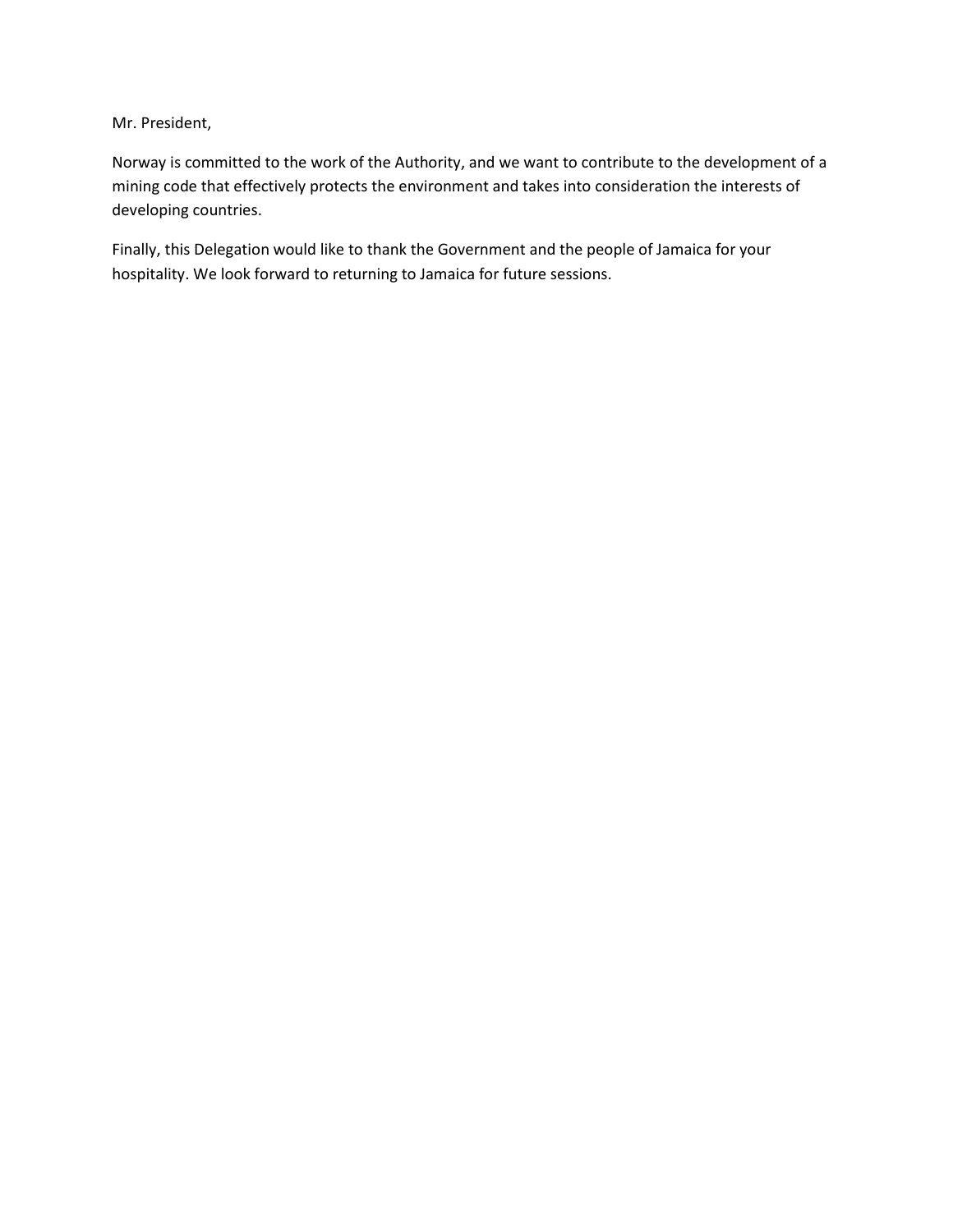Mr. President,

Norway is committed to the work of the Authority, and we want to contribute to the development of a mining code that effectively protects the environment and takes into consideration the interests of developing countries.

Finally, this Delegation would like to thank the Government and the people of Jamaica for your hospitality. We look forward to returning to Jamaica for future sessions.